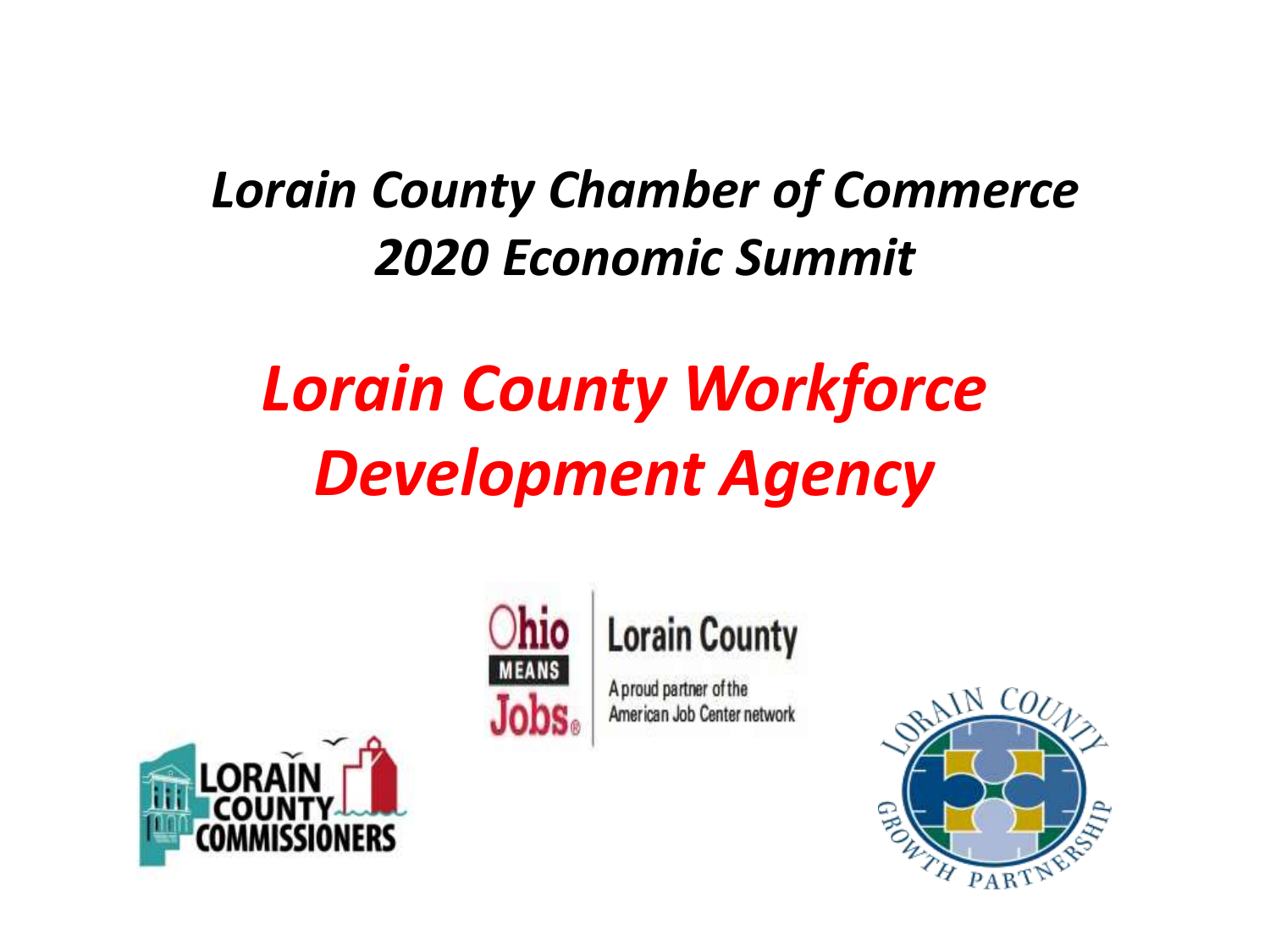# *Lorain County Chamber of Commerce 2020 Economic Summit*

# *Lorain County Workforce Development Agency*

Ohio MEANS Jobs | Lorain County

A proud partner of the American Job Center network

LORAIN COUNTY COMMISSIONERS

LORAIN COUNTY GROWTH PARTNERSHIP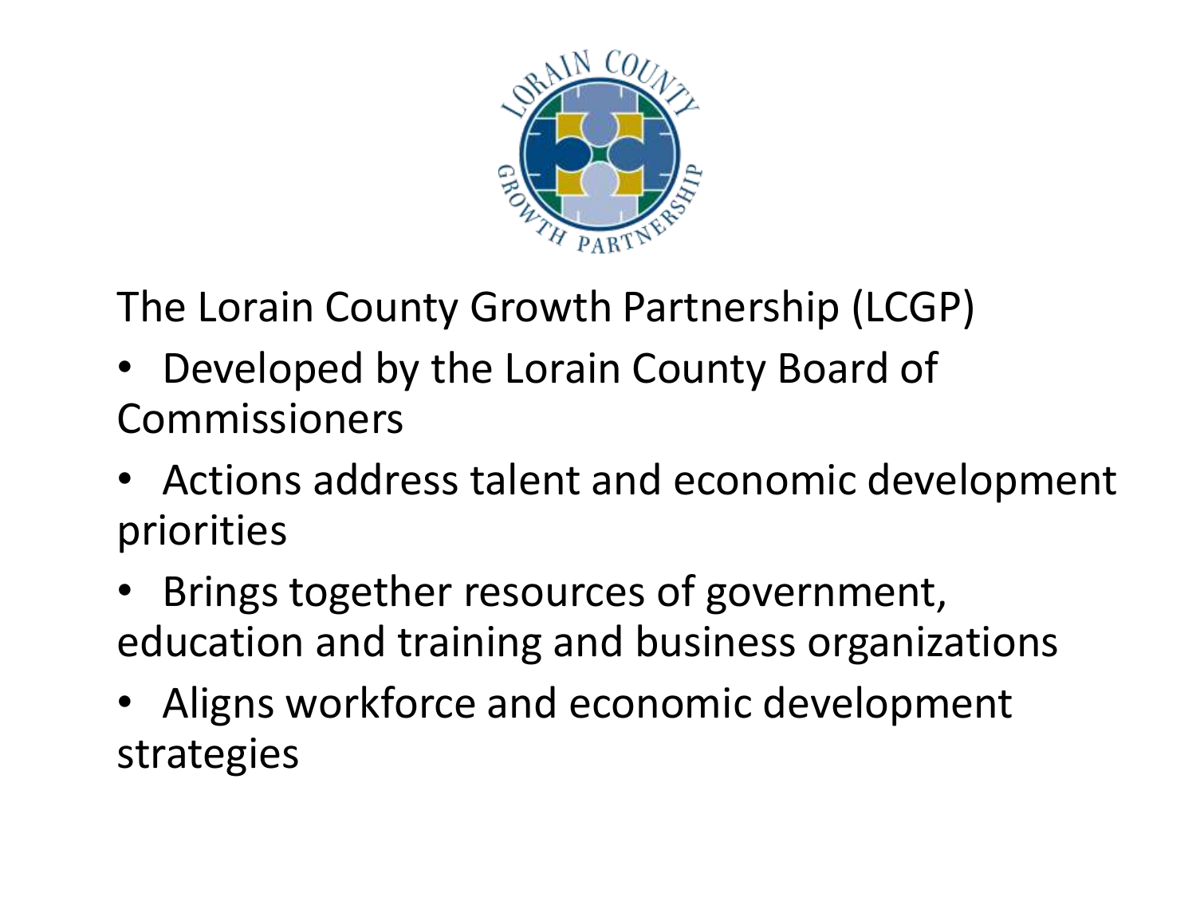The Lorain County Growth Partnership (LCGP)

- Developed by the Lorain County Board of Commissioners
- Actions address talent and economic development priorities
- Brings together resources of government, education and training and business organizations
- Aligns workforce and economic development strategies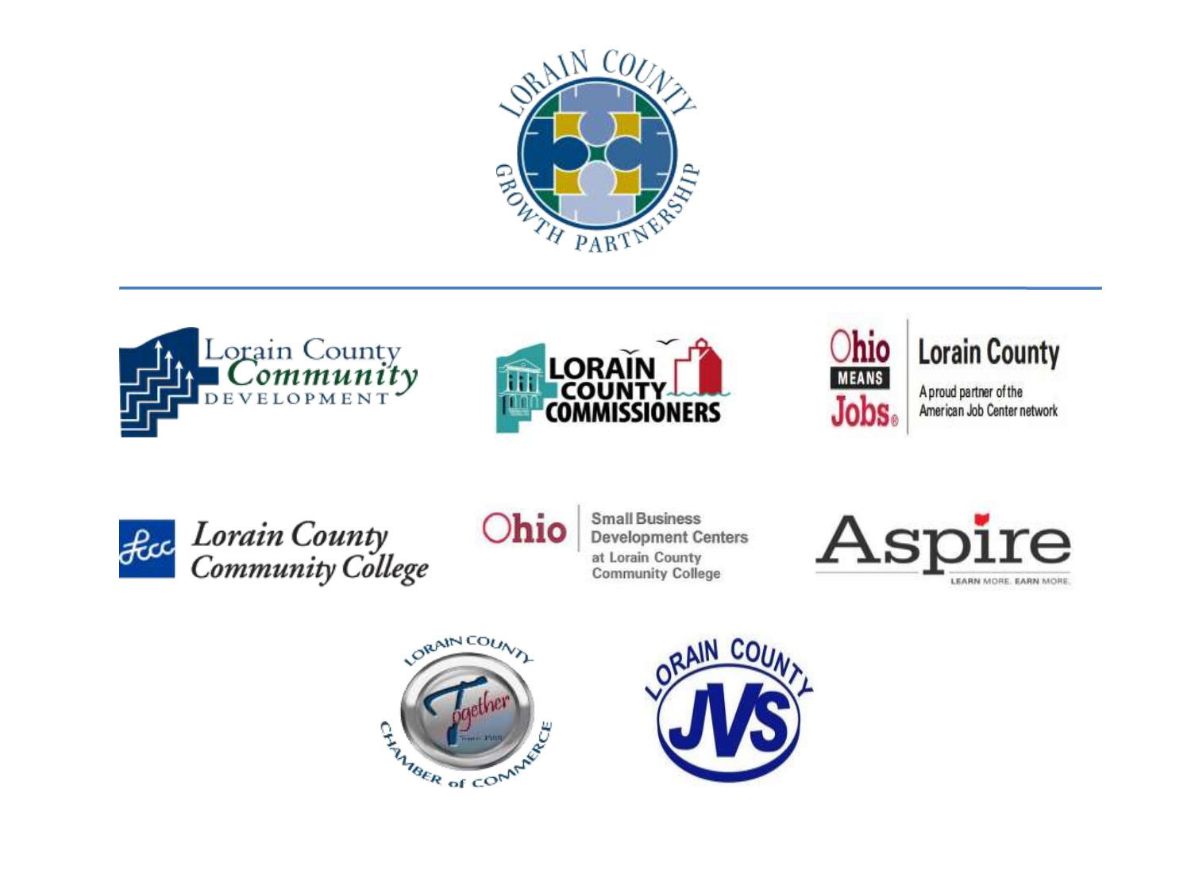Lorain County Growth Partnership

---

Lorain County Community Development

Lorain County Commissioners

Ohio Means Jobs Lorain County
A proud partner of the American Job Center network

Lorain County Community College

Ohio Small Business Development Centers at Lorain County Community College

Aspire
LEARN MORE. EARN MORE.

Lorain County Chamber of Commerce
Together

Lorain County JVS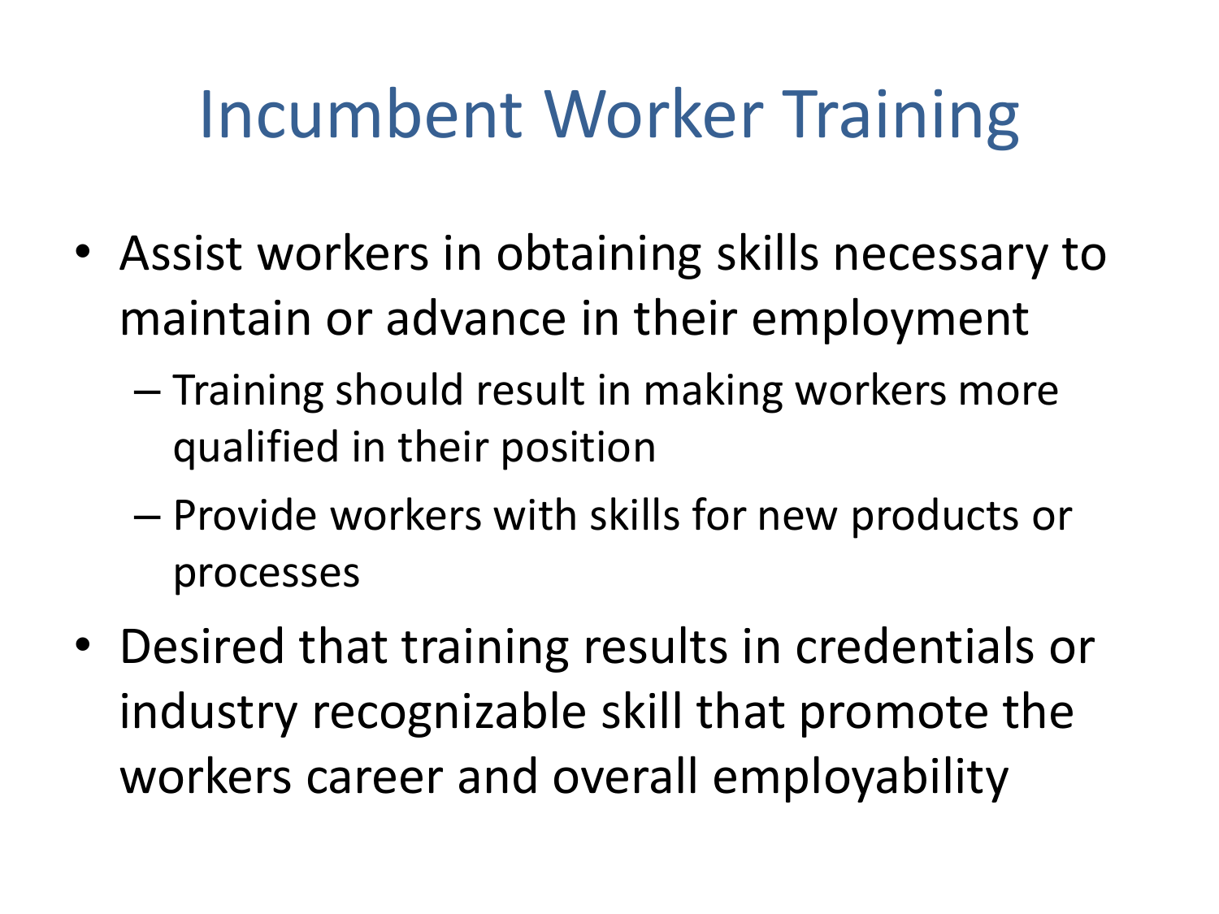# Incumbent Worker Training

- Assist workers in obtaining skills necessary to maintain or advance in their employment
  - Training should result in making workers more qualified in their position
  - Provide workers with skills for new products or processes
- Desired that training results in credentials or industry recognizable skill that promote the workers career and overall employability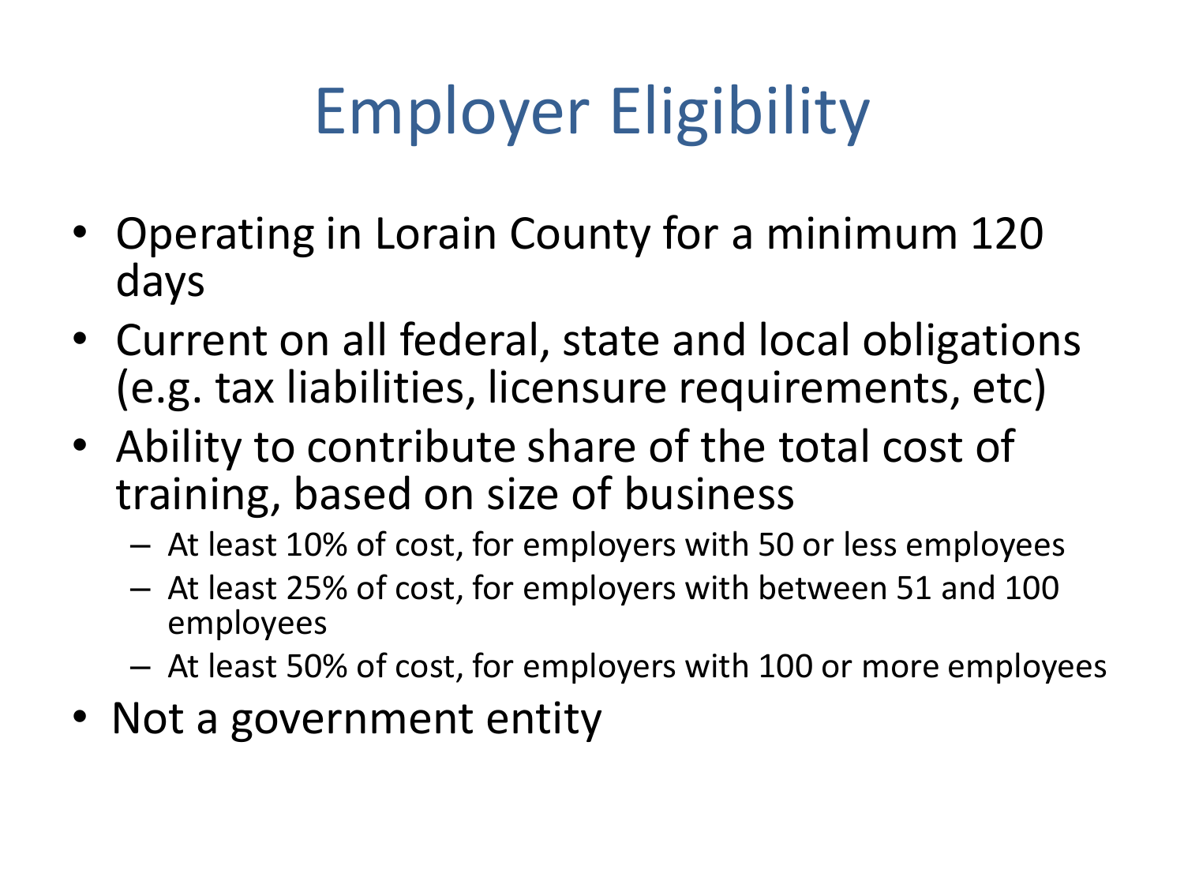# Employer Eligibility

- Operating in Lorain County for a minimum 120 days
- Current on all federal, state and local obligations (e.g. tax liabilities, licensure requirements, etc)
- Ability to contribute share of the total cost of training, based on size of business
  - At least 10% of cost, for employers with 50 or less employees
  - At least 25% of cost, for employers with between 51 and 100 employees
  - At least 50% of cost, for employers with 100 or more employees
- Not a government entity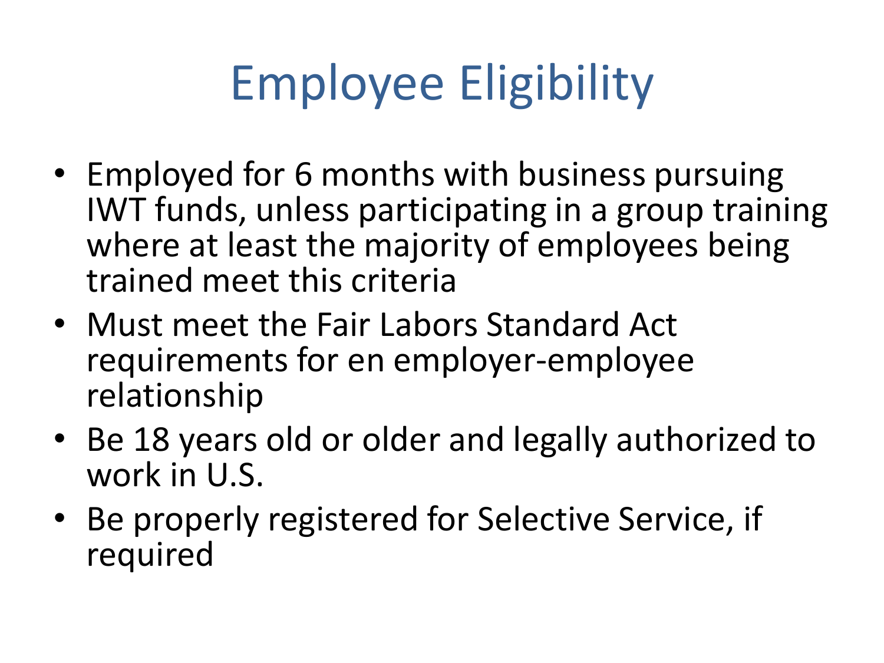# Employee Eligibility

- Employed for 6 months with business pursuing IWT funds, unless participating in a group training where at least the majority of employees being trained meet this criteria
- Must meet the Fair Labors Standard Act requirements for en employer-employee relationship
- Be 18 years old or older and legally authorized to work in U.S.
- Be properly registered for Selective Service, if required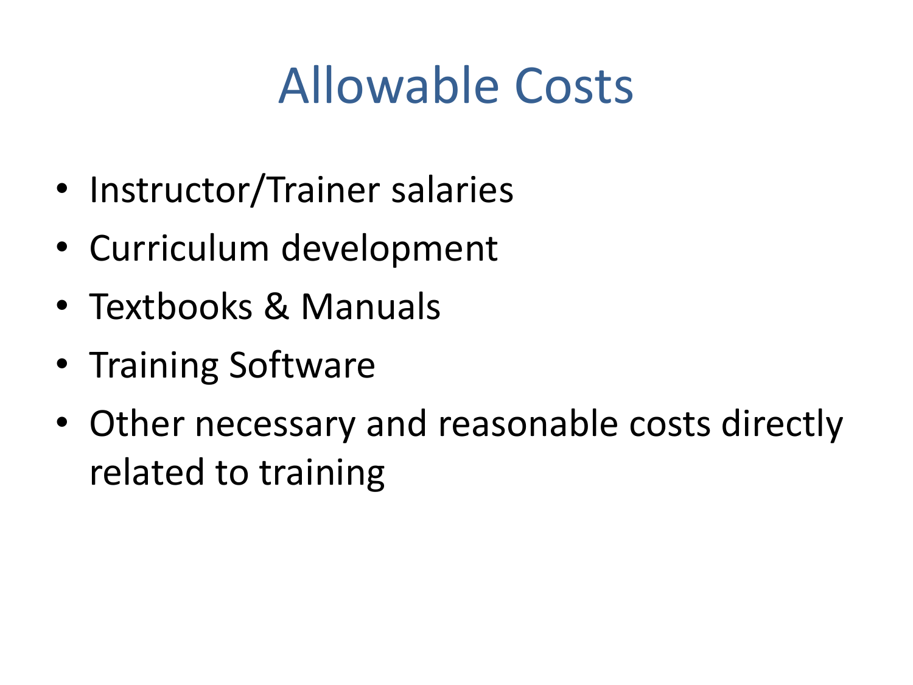# Allowable Costs

- Instructor/Trainer salaries
- Curriculum development
- Textbooks & Manuals
- Training Software
- Other necessary and reasonable costs directly related to training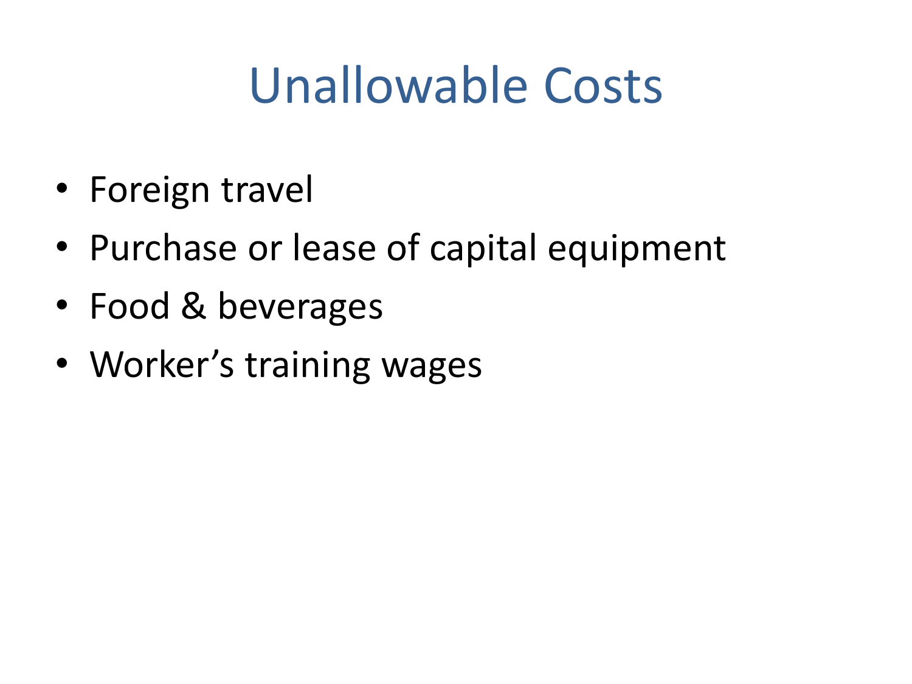# Unallowable Costs

- Foreign travel
- Purchase or lease of capital equipment
- Food & beverages
- Worker's training wages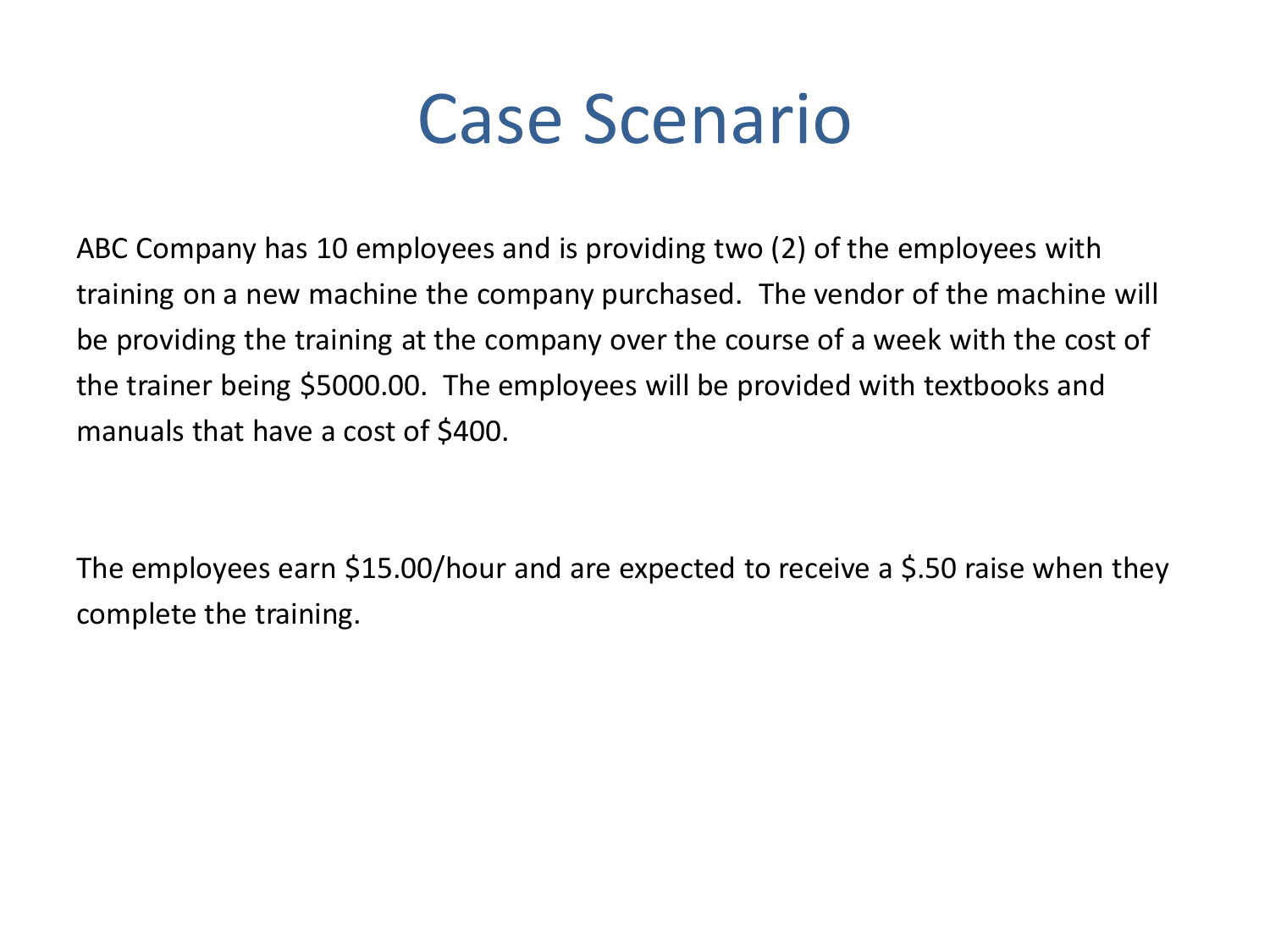# Case Scenario

ABC Company has 10 employees and is providing two (2) of the employees with training on a new machine the company purchased. The vendor of the machine will be providing the training at the company over the course of a week with the cost of the trainer being $5000.00. The employees will be provided with textbooks and manuals that have a cost of $400.

The employees earn $15.00/hour and are expected to receive a $.50 raise when they complete the training.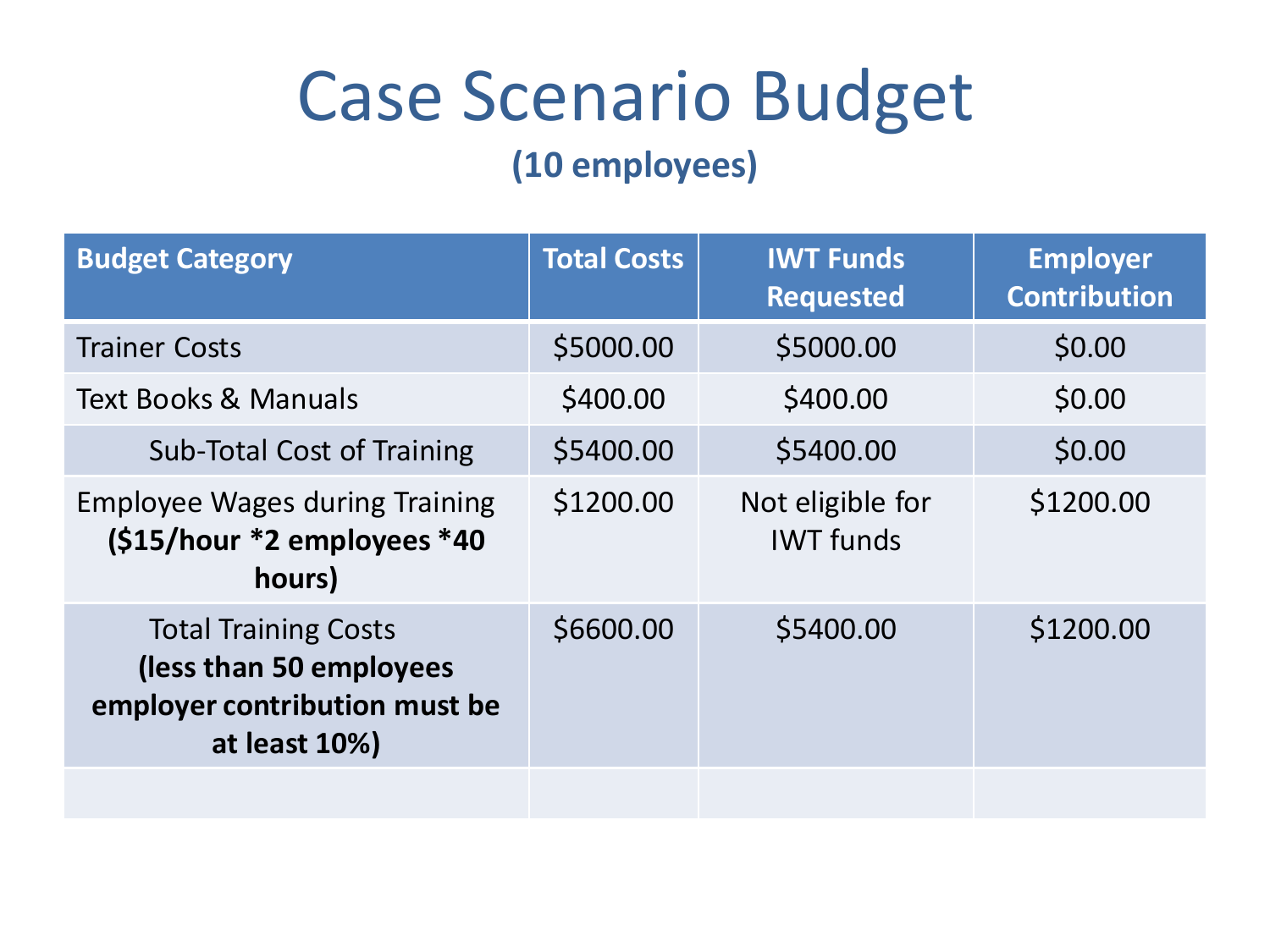# Case Scenario Budget

## (10 employees)

| Budget Category | Total Costs | IWT Funds Requested | Employer Contribution |
|---|---|---|---|
| Trainer Costs | $5000.00 | $5000.00 | $0.00 |
| Text Books & Manuals | $400.00 | $400.00 | $0.00 |
| Sub-Total Cost of Training | $5400.00 | $5400.00 | $0.00 |
| Employee Wages during Training **($15/hour *2 employees *40 hours)** | $1200.00 | Not eligible for IWT funds | $1200.00 |
| Total Training Costs **(less than 50 employees employer contribution must be at least 10%)** | $6600.00 | $5400.00 | $1200.00 |
| | | | |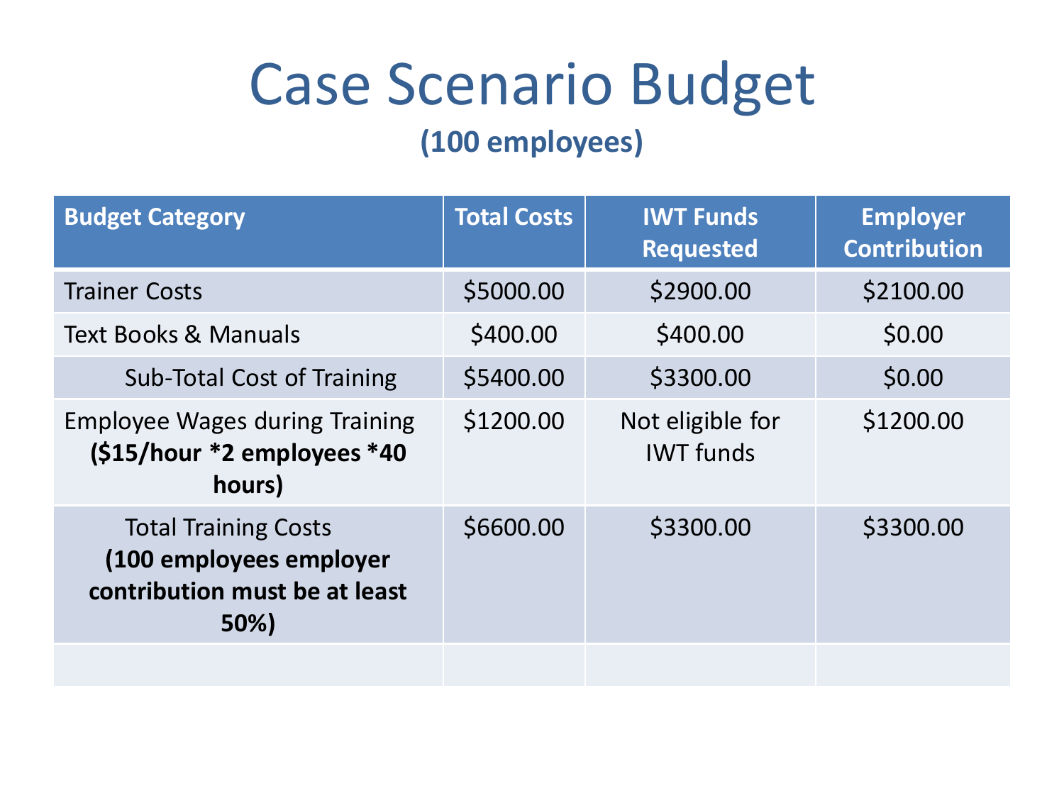# Case Scenario Budget

## (100 employees)

| Budget Category | Total Costs | IWT Funds Requested | Employer Contribution |
|---|---|---|---|
| Trainer Costs | $5000.00 | $2900.00 | $2100.00 |
| Text Books & Manuals | $400.00 | $400.00 | $0.00 |
| Sub-Total Cost of Training | $5400.00 | $3300.00 | $0.00 |
| Employee Wages during Training **($15/hour *2 employees *40 hours)** | $1200.00 | Not eligible for IWT funds | $1200.00 |
| Total Training Costs **(100 employees employer contribution must be at least 50%)** | $6600.00 | $3300.00 | $3300.00 |
| | | | |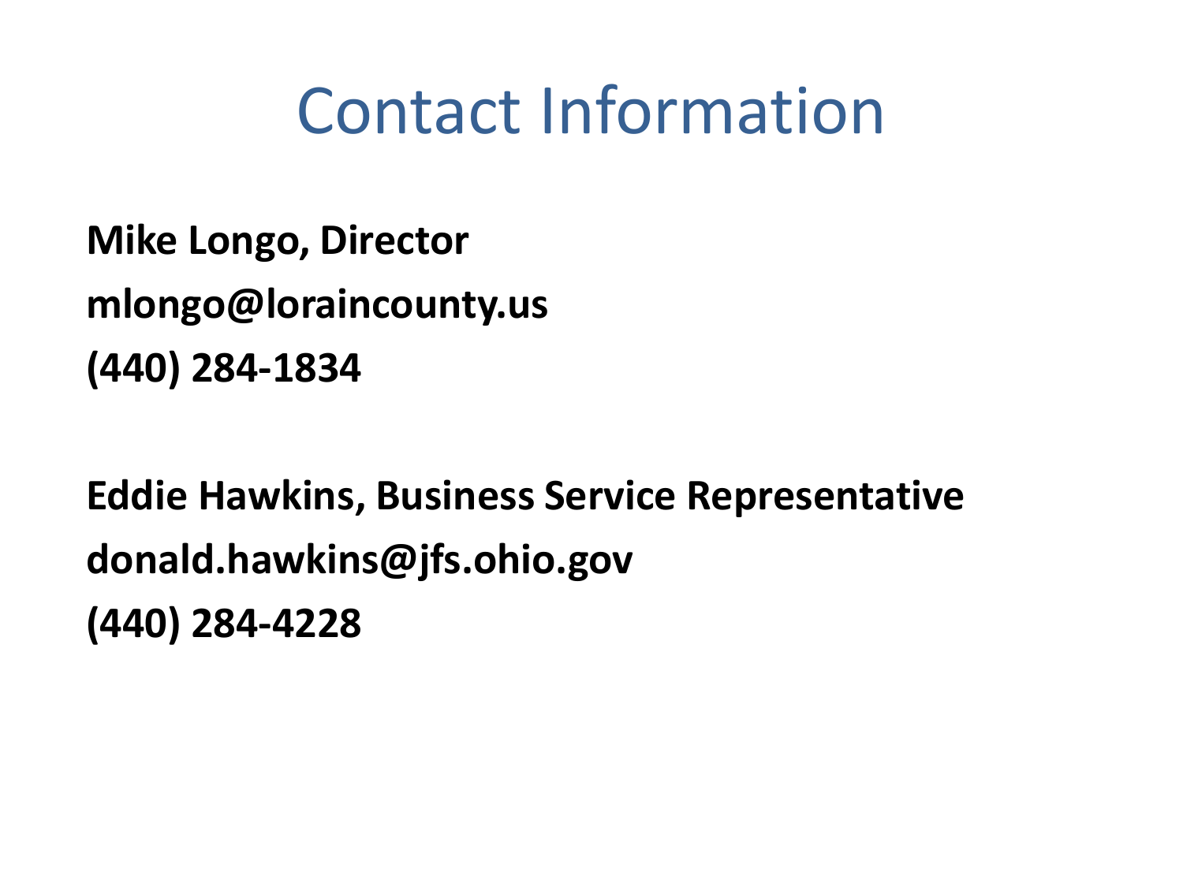# Contact Information

**Mike Longo, Director**

**mlongo@loraincounty.us**

**(440) 284-1834**

**Eddie Hawkins, Business Service Representative**

**donald.hawkins@jfs.ohio.gov**

**(440) 284-4228**